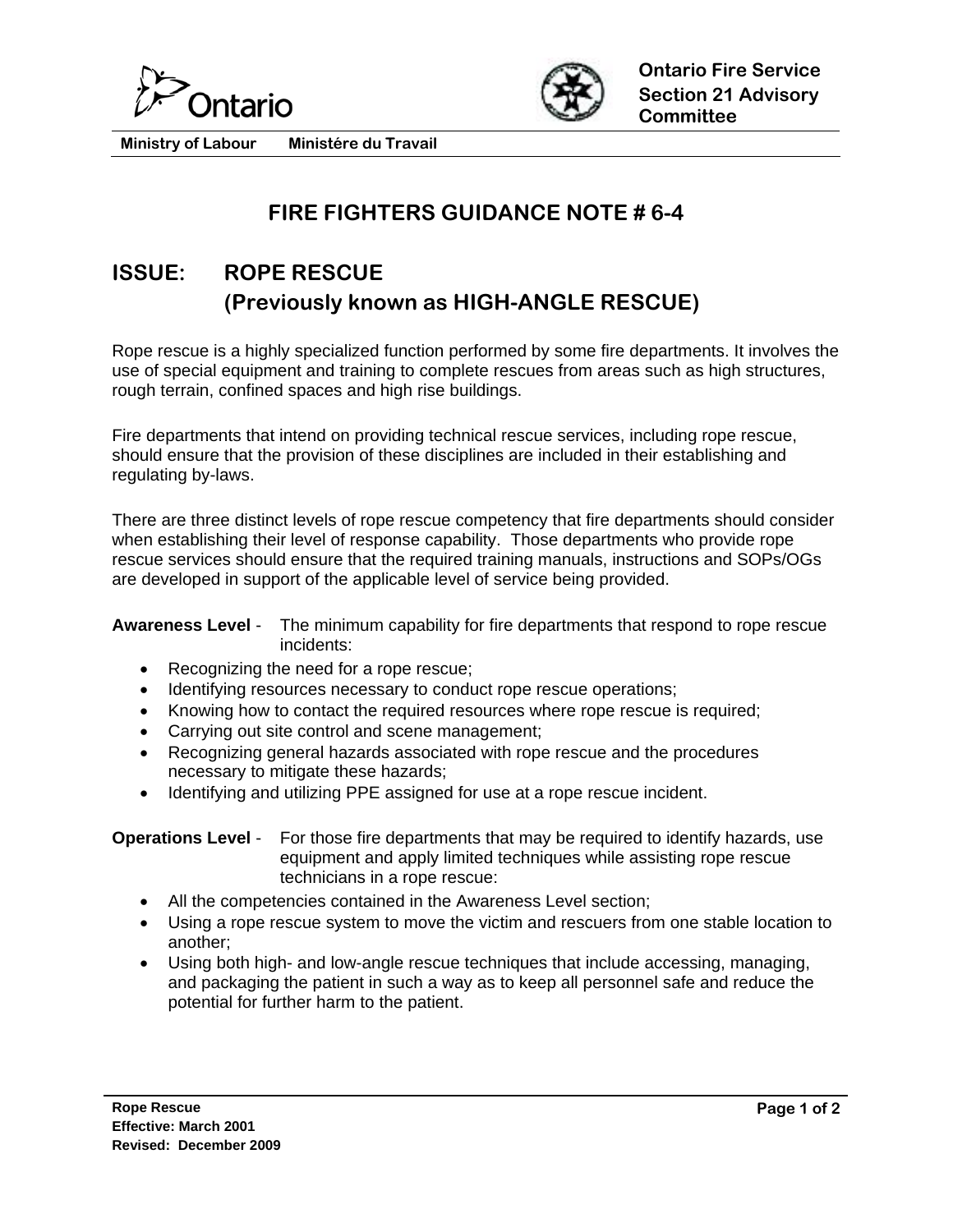Ontario

Ministry of Labour    Ministére du Travail

**Ontario Fire Service Section 21 Advisory Committee**

# FIRE FIGHTERS GUIDANCE NOTE # 6-4

## ISSUE: ROPE RESCUE (Previously known as HIGH-ANGLE RESCUE)

Rope rescue is a highly specialized function performed by some fire departments. It involves the use of special equipment and training to complete rescues from areas such as high structures, rough terrain, confined spaces and high rise buildings.

Fire departments that intend on providing technical rescue services, including rope rescue, should ensure that the provision of these disciplines are included in their establishing and regulating by-laws.

There are three distinct levels of rope rescue competency that fire departments should consider when establishing their level of response capability. Those departments who provide rope rescue services should ensure that the required training manuals, instructions and SOPs/OGs are developed in support of the applicable level of service being provided.

**Awareness Level** - The minimum capability for fire departments that respond to rope rescue incidents:

- Recognizing the need for a rope rescue;
- Identifying resources necessary to conduct rope rescue operations;
- Knowing how to contact the required resources where rope rescue is required;
- Carrying out site control and scene management;
- Recognizing general hazards associated with rope rescue and the procedures necessary to mitigate these hazards;
- Identifying and utilizing PPE assigned for use at a rope rescue incident.

**Operations Level** - For those fire departments that may be required to identify hazards, use equipment and apply limited techniques while assisting rope rescue technicians in a rope rescue:

- All the competencies contained in the Awareness Level section;
- Using a rope rescue system to move the victim and rescuers from one stable location to another;
- Using both high- and low-angle rescue techniques that include accessing, managing, and packaging the patient in such a way as to keep all personnel safe and reduce the potential for further harm to the patient.

**Rope Rescue**
**Effective: March 2001**
**Revised: December 2009**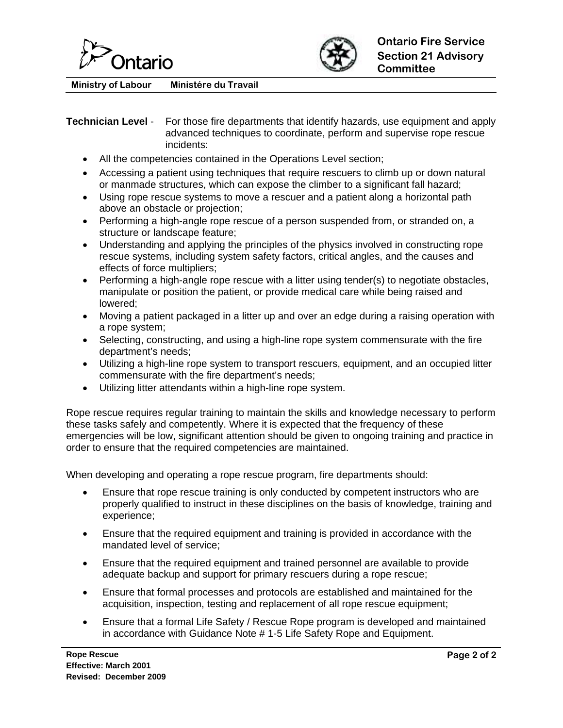**Technician Level** - For those fire departments that identify hazards, use equipment and apply advanced techniques to coordinate, perform and supervise rope rescue incidents:

- All the competencies contained in the Operations Level section;
- Accessing a patient using techniques that require rescuers to climb up or down natural or manmade structures, which can expose the climber to a significant fall hazard;
- Using rope rescue systems to move a rescuer and a patient along a horizontal path above an obstacle or projection;
- Performing a high-angle rope rescue of a person suspended from, or stranded on, a structure or landscape feature;
- Understanding and applying the principles of the physics involved in constructing rope rescue systems, including system safety factors, critical angles, and the causes and effects of force multipliers;
- Performing a high-angle rope rescue with a litter using tender(s) to negotiate obstacles, manipulate or position the patient, or provide medical care while being raised and lowered;
- Moving a patient packaged in a litter up and over an edge during a raising operation with a rope system;
- Selecting, constructing, and using a high-line rope system commensurate with the fire department's needs;
- Utilizing a high-line rope system to transport rescuers, equipment, and an occupied litter commensurate with the fire department's needs;
- Utilizing litter attendants within a high-line rope system.

Rope rescue requires regular training to maintain the skills and knowledge necessary to perform these tasks safely and competently. Where it is expected that the frequency of these emergencies will be low, significant attention should be given to ongoing training and practice in order to ensure that the required competencies are maintained.

When developing and operating a rope rescue program, fire departments should:

- Ensure that rope rescue training is only conducted by competent instructors who are properly qualified to instruct in these disciplines on the basis of knowledge, training and experience;
- Ensure that the required equipment and training is provided in accordance with the mandated level of service;
- Ensure that the required equipment and trained personnel are available to provide adequate backup and support for primary rescuers during a rope rescue;
- Ensure that formal processes and protocols are established and maintained for the acquisition, inspection, testing and replacement of all rope rescue equipment;
- Ensure that a formal Life Safety / Rescue Rope program is developed and maintained in accordance with Guidance Note # 1-5 Life Safety Rope and Equipment.

**Rope Rescue**
**Effective: March 2001**
**Revised: December 2009**